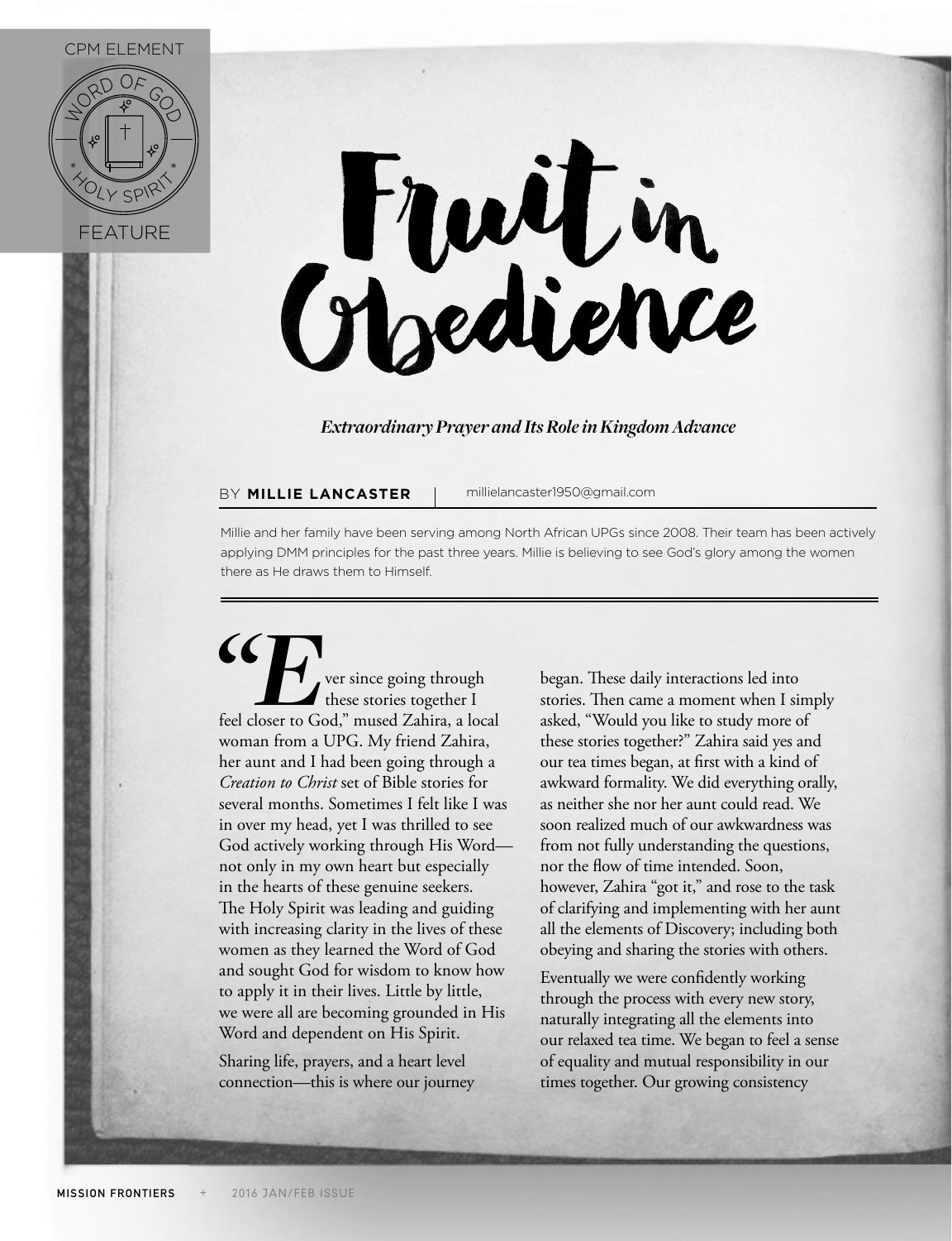CPM ELEMENT

WORD OF GOD ✦ HOLY SPIRIT

FEATURE

# Fruit in Obedience

***Extraordinary Prayer and Its Role in Kingdom Advance***

BY **MILLIE LANCASTER** | millielancaster1950@gmail.com

Millie and her family have been serving among North African UPGs since 2008. Their team has been actively applying DMM principles for the past three years. Millie is believing to see God's glory among the women there as He draws them to Himself.

"Ever since going through these stories together I feel closer to God," mused Zahira, a local woman from a UPG. My friend Zahira, her aunt and I had been going through a *Creation to Christ* set of Bible stories for several months. Sometimes I felt like I was in over my head, yet I was thrilled to see God actively working through His Word—not only in my own heart but especially in the hearts of these genuine seekers. The Holy Spirit was leading and guiding with increasing clarity in the lives of these women as they learned the Word of God and sought God for wisdom to know how to apply it in their lives. Little by little, we were all are becoming grounded in His Word and dependent on His Spirit.

Sharing life, prayers, and a heart level connection—this is where our journey began. These daily interactions led into stories. Then came a moment when I simply asked, "Would you like to study more of these stories together?" Zahira said yes and our tea times began, at first with a kind of awkward formality. We did everything orally, as neither she nor her aunt could read. We soon realized much of our awkwardness was from not fully understanding the questions, nor the flow of time intended. Soon, however, Zahira "got it," and rose to the task of clarifying and implementing with her aunt all the elements of Discovery; including both obeying and sharing the stories with others.

Eventually we were confidently working through the process with every new story, naturally integrating all the elements into our relaxed tea time. We began to feel a sense of equality and mutual responsibility in our times together. Our growing consistency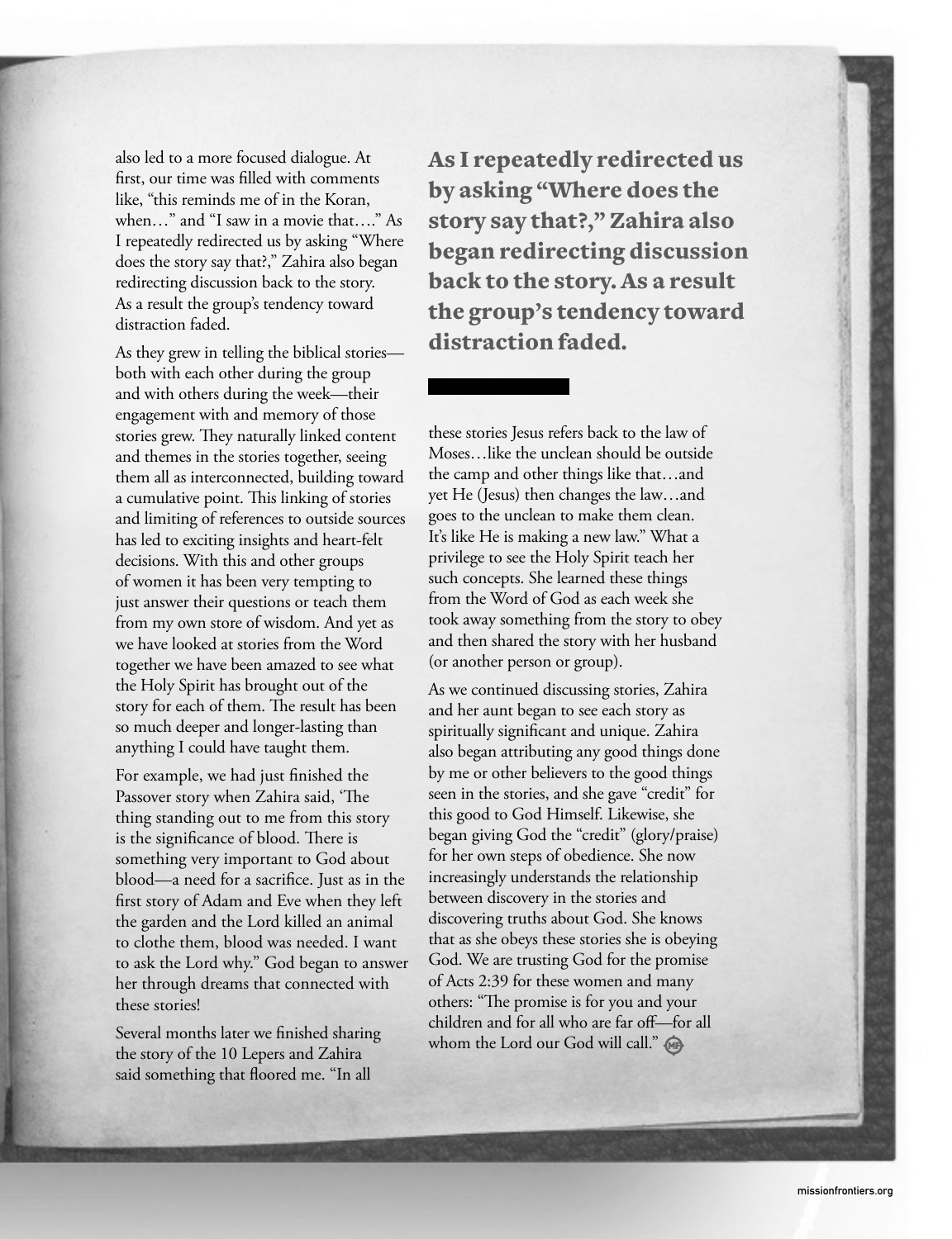also led to a more focused dialogue. At first, our time was filled with comments like, "this reminds me of in the Koran, when…" and "I saw in a movie that…." As I repeatedly redirected us by asking "Where does the story say that?," Zahira also began redirecting discussion back to the story. As a result the group's tendency toward distraction faded.

As they grew in telling the biblical stories—both with each other during the group and with others during the week—their engagement with and memory of those stories grew. They naturally linked content and themes in the stories together, seeing them all as interconnected, building toward a cumulative point. This linking of stories and limiting of references to outside sources has led to exciting insights and heart-felt decisions. With this and other groups of women it has been very tempting to just answer their questions or teach them from my own store of wisdom. And yet as we have looked at stories from the Word together we have been amazed to see what the Holy Spirit has brought out of the story for each of them. The result has been so much deeper and longer-lasting than anything I could have taught them.

For example, we had just finished the Passover story when Zahira said, 'The thing standing out to me from this story is the significance of blood. There is something very important to God about blood—a need for a sacrifice. Just as in the first story of Adam and Eve when they left the garden and the Lord killed an animal to clothe them, blood was needed. I want to ask the Lord why." God began to answer her through dreams that connected with these stories!

Several months later we finished sharing the story of the 10 Lepers and Zahira said something that floored me. "In all these stories Jesus refers back to the law of Moses…like the unclean should be outside the camp and other things like that…and yet He (Jesus) then changes the law…and goes to the unclean to make them clean. It's like He is making a new law." What a privilege to see the Holy Spirit teach her such concepts. She learned these things from the Word of God as each week she took away something from the story to obey and then shared the story with her husband (or another person or group).

**As I repeatedly redirected us by asking "Where does the story say that?," Zahira also began redirecting discussion back to the story. As a result the group's tendency toward distraction faded.**

As we continued discussing stories, Zahira and her aunt began to see each story as spiritually significant and unique. Zahira also began attributing any good things done by me or other believers to the good things seen in the stories, and she gave "credit" for this good to God Himself. Likewise, she began giving God the "credit" (glory/praise) for her own steps of obedience. She now increasingly understands the relationship between discovery in the stories and discovering truths about God. She knows that as she obeys these stories she is obeying God. We are trusting God for the promise of Acts 2:39 for these women and many others: "The promise is for you and your children and for all who are far off—for all whom the Lord our God will call."